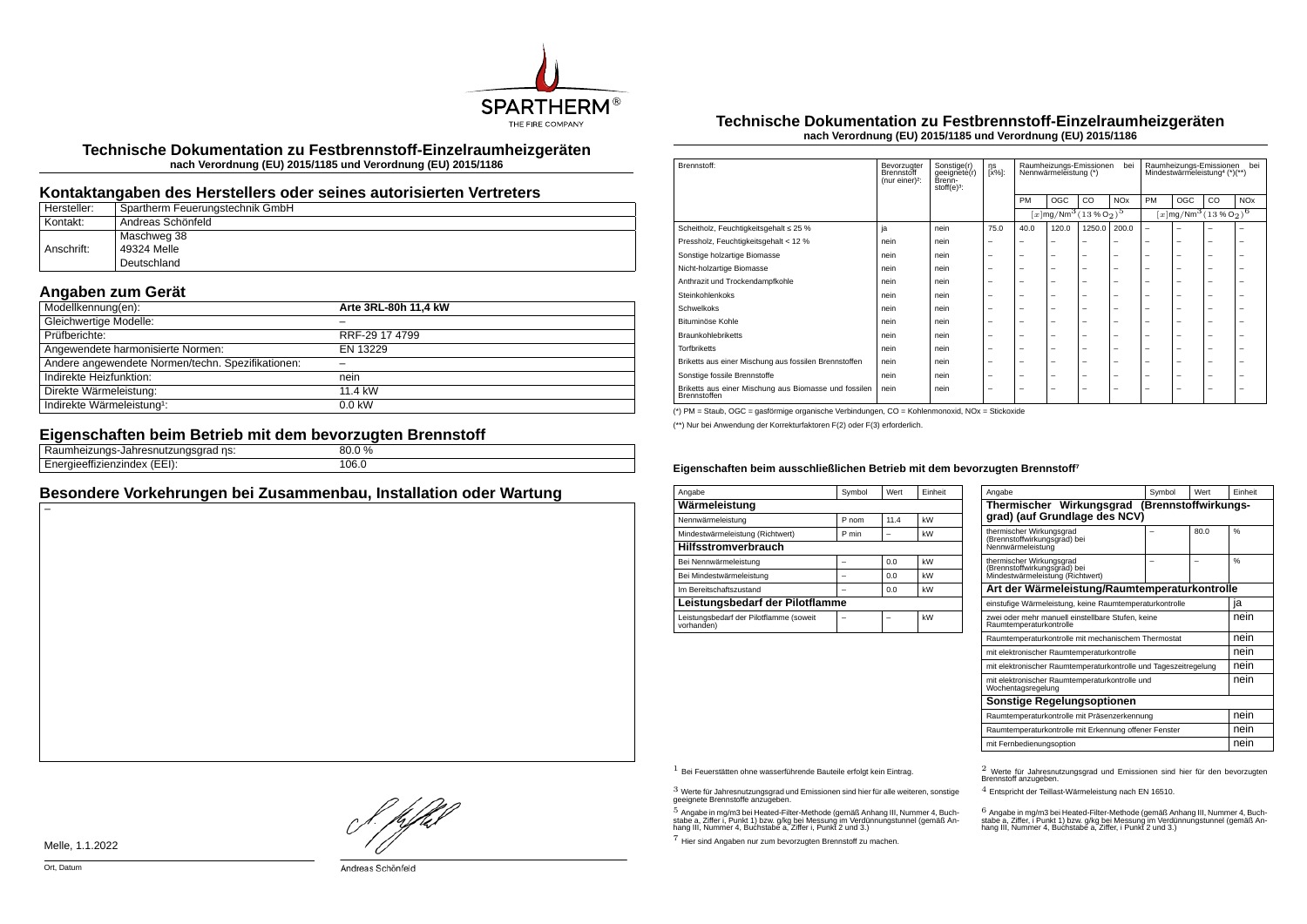SPARTHERM®
THE FIRE COMPANY

# Technische Dokumentation zu Festbrennstoff-Einzelraumheizgeräten

**nach Verordnung (EU) 2015/1185 und Verordnung (EU) 2015/1186**

## Kontaktangaben des Herstellers oder seines autorisierten Vertreters

| | |
|---|---|
| Hersteller: | Spartherm Feuerungstechnik GmbH |
| Kontakt: | Andreas Schönfeld |
| Anschrift: | Maschweg 38<br>49324 Melle<br>Deutschland |

## Angaben zum Gerät

| | |
|---|---|
| Modellkennung(en): | **Arte 3RL-80h 11,4 kW** |
| Gleichwertige Modelle: | – |
| Prüfberichte: | RRF-29 17 4799 |
| Angewendete harmonisierte Normen: | EN 13229 |
| Andere angewendete Normen/techn. Spezifikationen: | – |
| Indirekte Heizfunktion: | nein |
| Direkte Wärmeleistung: | 11.4 kW |
| Indirekte Wärmeleistung¹: | 0.0 kW |

## Eigenschaften beim Betrieb mit dem bevorzugten Brennstoff

| | |
|---|---|
| Raumheizungs-Jahresnutzungsgrad ηs: | 80.0 % |
| Energieeffizienzindex (EEI): | 106.0 |

## Besondere Vorkehrungen bei Zusammenbau, Installation oder Wartung

–

Melle, 1.1.2022

Ort, Datum

Andreas Schönfeld

# Technische Dokumentation zu Festbrennstoff-Einzelraumheizgeräten

**nach Verordnung (EU) 2015/1185 und Verordnung (EU) 2015/1186**

| Brennstoff: | Bevorzugter Brennstoff (nur einer)²: | Sonstige(r) geeignete(r) Brennstoff(e)³: | ηs [x%]: | Raumheizungs-Emissionen bei Nennwärmeleistung (*) | | | | Raumheizungs-Emissionen bei Mindestwärmeleistung⁴ (*)(**) | | | |
|---|---|---|---|---|---|---|---|---|---|---|---|
| | | | | PM | OGC | CO | NOx | PM | OGC | CO | NOx |
| | | | | $[x]\mathrm{mg/Nm^3}\,(13\,\%\,\mathrm{O_2})$[5] | | | | $[x]\mathrm{mg/Nm^3}\,(13\,\%\,\mathrm{O_2})$[6] | | | |
| Scheitholz, Feuchtigkeitsgehalt ≤ 25 % | ja | nein | 75.0 | 40.0 | 120.0 | 1250.0 | 200.0 | – | – | – | – |
| Pressholz, Feuchtigkeitsgehalt < 12 % | nein | nein | – | – | – | – | – | – | – | – | – |
| Sonstige holzartige Biomasse | nein | nein | – | – | – | – | – | – | – | – | – |
| Nicht-holzartige Biomasse | nein | nein | – | – | – | – | – | – | – | – | – |
| Anthrazit und Trockendampfkohle | nein | nein | – | – | – | – | – | – | – | – | – |
| Steinkohlenkoks | nein | nein | – | – | – | – | – | – | – | – | – |
| Schwelkoks | nein | nein | – | – | – | – | – | – | – | – | – |
| Bituminöse Kohle | nein | nein | – | – | – | – | – | – | – | – | – |
| Braunkohlebriketts | nein | nein | – | – | – | – | – | – | – | – | – |
| Torfbriketts | nein | nein | – | – | – | – | – | – | – | – | – |
| Briketts aus einer Mischung aus fossilen Brennstoffen | nein | nein | – | – | – | – | – | – | – | – | – |
| Sonstige fossile Brennstoffe | nein | nein | – | – | – | – | – | – | – | – | – |
| Briketts aus einer Mischung aus Biomasse und fossilen Brennstoffen | nein | nein | – | – | – | – | – | – | – | – | – |

(*) PM = Staub, OGC = gasförmige organische Verbindungen, CO = Kohlenmonoxid, NOx = Stickoxide

(**) Nur bei Anwendung der Korrekturfaktoren F(2) oder F(3) erforderlich.

### Eigenschaften beim ausschließlichen Betrieb mit dem bevorzugten Brennstoff⁷

| Angabe | Symbol | Wert | Einheit |
|---|---|---|---|
| **Wärmeleistung** | | | |
| Nennwärmeleistung | P nom | 11.4 | kW |
| Mindestwärmeleistung (Richtwert) | P min | – | kW |
| **Hilfsstromverbrauch** | | | |
| Bei Nennwärmeleistung | – | 0.0 | kW |
| Bei Mindestwärmeleistung | – | 0.0 | kW |
| Im Bereitschaftszustand | – | 0.0 | kW |
| **Leistungsbedarf der Pilotflamme** | | | |
| Leistungsbedarf der Pilotflamme (soweit vorhanden) | – | – | kW |

| Angabe | Symbol | Wert | Einheit |
|---|---|---|---|
| **Thermischer Wirkungsgrad (Brennstoffwirkungsgrad) (auf Grundlage des NCV)** | | | |
| thermischer Wirkungsgrad (Brennstoffwirkungsgrad) bei Nennwärmeleistung | – | 80.0 | % |
| thermischer Wirkungsgrad (Brennstoffwirkungsgrad) bei Mindestwärmeleistung (Richtwert) | – | – | % |
| **Art der Wärmeleistung/Raumtemperaturkontrolle** | | | |
| einstufige Wärmeleistung, keine Raumtemperaturkontrolle | | | ja |
| zwei oder mehr manuell einstellbare Stufen, keine Raumtemperaturkontrolle | | | nein |
| Raumtemperaturkontrolle mit mechanischem Thermostat | | | nein |
| mit elektronischer Raumtemperaturkontrolle | | | nein |
| mit elektronischer Raumtemperaturkontrolle und Tageszeitregelung | | | nein |
| mit elektronischer Raumtemperaturkontrolle und Wochentagsregelung | | | nein |
| **Sonstige Regelungsoptionen** | | | |
| Raumtemperaturkontrolle mit Präsenzerkennung | | | nein |
| Raumtemperaturkontrolle mit Erkennung offener Fenster | | | nein |
| mit Fernbedienungsoption | | | nein |

[1] Bei Feuerstätten ohne wasserführende Bauteile erfolgt kein Eintrag.

[2] Werte für Jahresnutzungsgrad und Emissionen sind hier für den bevorzugten Brennstoff anzugeben.

[3] Werte für Jahresnutzungsgrad und Emissionen sind hier für alle weiteren, sonstige geeignete Brennstoffe anzugeben.

[4] Entspricht der Teillast-Wärmeleistung nach EN 16510.

[5] Angabe in mg/m3 bei Heated-Filter-Methode (gemäß Anhang III, Nummer 4, Buchstabe a, Ziffer i, Punkt 1) bzw. g/kg bei Messung im Verdünnungstunnel (gemäß Anhang III, Nummer 4, Buchstabe a, Ziffer i, Punkt 2 und 3.)

[6] Angabe in mg/m3 bei Heated-Filter-Methode (gemäß Anhang III, Nummer 4, Buchstabe a, Ziffer, i Punkt 1) bzw. g/kg bei Messung im Verdünnungstunnel (gemäß Anhang III, Nummer 4, Buchstabe a, Ziffer, i Punkt 2 und 3.)

[7] Hier sind Angaben nur zum bevorzugten Brennstoff zu machen.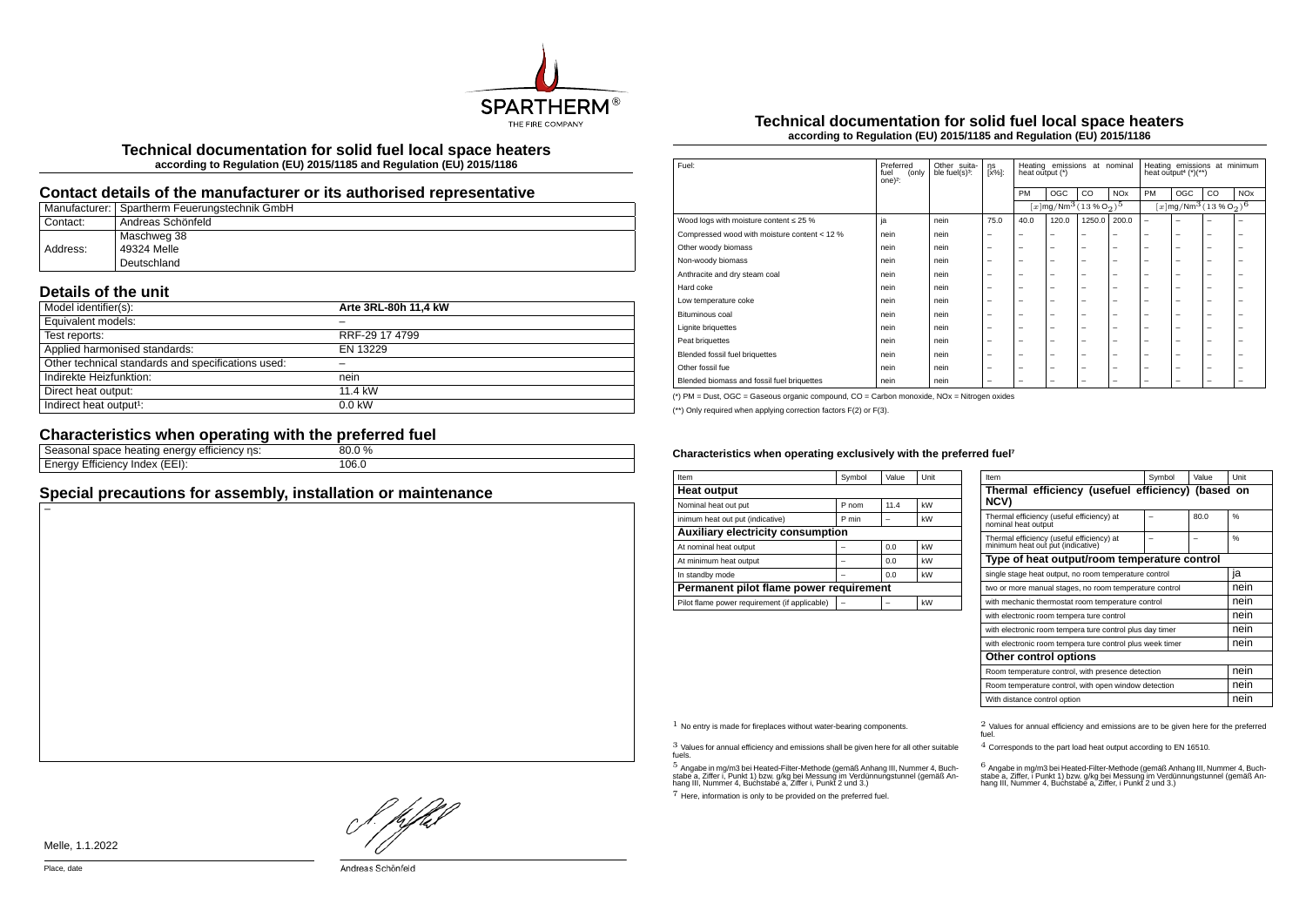# Technical documentation for solid fuel local space heaters

**according to Regulation (EU) 2015/1185 and Regulation (EU) 2015/1186**

## Contact details of the manufacturer or its authorised representative

| Manufacturer: | Spartherm Feuerungstechnik GmbH |
|---|---|
| Contact: | Andreas Schönfeld |
| Address: | Maschweg 38<br>49324 Melle<br>Deutschland |

## Details of the unit

| Model identifier(s): | **Arte 3RL-80h 11,4 kW** |
|---|---|
| Equivalent models: | – |
| Test reports: | RRF-29 17 4799 |
| Applied harmonised standards: | EN 13229 |
| Other technical standards and specifications used: | – |
| Indirekte Heizfunktion: | nein |
| Direct heat output: | 11.4 kW |
| Indirect heat output[1]: | 0.0 kW |

## Characteristics when operating with the preferred fuel

| Seasonal space heating energy efficiency ηs: | 80.0 % |
|---|---|
| Energy Efficiency Index (EEI): | 106.0 |

## Special precautions for assembly, installation or maintenance

–

# Technical documentation for solid fuel local space heaters

**according to Regulation (EU) 2015/1185 and Regulation (EU) 2015/1186**

| Fuel: | Preferred fuel (only one)[2]: | Other suitable fuel(s)[3]: | ηs [x%]: | Heating emissions at nominal heat output (*) | | | | Heating emissions at minimum heat output[4] (*)(**) | | | |
|---|---|---|---|---|---|---|---|---|---|---|---|
| | | | | PM | OGC | CO | NOx | PM | OGC | CO | NOx |
| | | | | [x]mg/Nm³ (13 % $O_2$)[5] | | | | [x]mg/Nm³ (13 % $O_2$)[6] | | | |
| Wood logs with moisture content ≤ 25 % | ja | nein | 75.0 | 40.0 | 120.0 | 1250.0 | 200.0 | – | – | – | – |
| Compressed wood with moisture content < 12 % | nein | nein | – | – | – | – | – | – | – | – | – |
| Other woody biomass | nein | nein | – | – | – | – | – | – | – | – | – |
| Non-woody biomass | nein | nein | – | – | – | – | – | – | – | – | – |
| Anthracite and dry steam coal | nein | nein | – | – | – | – | – | – | – | – | – |
| Hard coke | nein | nein | – | – | – | – | – | – | – | – | – |
| Low temperature coke | nein | nein | – | – | – | – | – | – | – | – | – |
| Bituminous coal | nein | nein | – | – | – | – | – | – | – | – | – |
| Lignite briquettes | nein | nein | – | – | – | – | – | – | – | – | – |
| Peat briquettes | nein | nein | – | – | – | – | – | – | – | – | – |
| Blended fossil fuel briquettes | nein | nein | – | – | – | – | – | – | – | – | – |
| Other fossil fue | nein | nein | – | – | – | – | – | – | – | – | – |
| Blended biomass and fossil fuel briquettes | nein | nein | – | – | – | – | – | – | – | – | – |

(*) PM = Dust, OGC = Gaseous organic compound, CO = Carbon monoxide, NOx = Nitrogen oxides

(**) Only required when applying correction factors F(2) or F(3).

#### Characteristics when operating exclusively with the preferred fuel[7]

| Item | Symbol | Value | Unit |
|---|---|---|---|
| **Heat output** | | | |
| Nominal heat out put | P nom | 11.4 | kW |
| inimum heat out put (indicative) | P min | – | kW |
| **Auxiliary electricity consumption** | | | |
| At nominal heat output | – | 0.0 | kW |
| At minimum heat output | – | 0.0 | kW |
| In standby mode | – | 0.0 | kW |
| **Permanent pilot flame power requirement** | | | |
| Pilot flame power requirement (if applicable) | – | – | kW |

| Item | Symbol | Value | Unit |
|---|---|---|---|
| **Thermal efficiency (usefuel efficiency) (based on NCV)** | | | |
| Thermal efficiency (useful efficiency) at nominal heat output | – | 80.0 | % |
| Thermal efficiency (useful efficiency) at minimum heat out put (indicative) | – | – | % |
| **Type of heat output/room temperature control** | | | |
| single stage heat output, no room temperature control | | | ja |
| two or more manual stages, no room temperature control | | | nein |
| with mechanic thermostat room temperature control | | | nein |
| with electronic room tempera ture control | | | nein |
| with electronic room tempera ture control plus day timer | | | nein |
| with electronic room tempera ture control plus week timer | | | nein |
| **Other control options** | | | |
| Room temperature control, with presence detection | | | nein |
| Room temperature control, with open window detection | | | nein |
| With distance control option | | | nein |

[1] No entry is made for fireplaces without water-bearing components.

[2] Values for annual efficiency and emissions are to be given here for the preferred fuel.

[3] Values for annual efficiency and emissions shall be given here for all other suitable fuels.

[4] Corresponds to the part load heat output according to EN 16510.

[5] Angabe in mg/m3 bei Heated-Filter-Methode (gemäß Anhang III, Nummer 4, Buchstabe a, Ziffer i, Punkt 1) bzw. g/kg bei Messung im Verdünnungstunnel (gemäß Anhang III, Nummer 4, Buchstabe a, Ziffer i, Punkt 2 und 3.)

[6] Angabe in mg/m3 bei Heated-Filter-Methode (gemäß Anhang III, Nummer 4, Buchstabe a, Ziffer, i Punkt 1) bzw. g/kg bei Messung im Verdünnungstunnel (gemäß Anhang III, Nummer 4, Buchstabe a, Ziffer, i Punkt 2 und 3.)

[7] Here, information is only to be provided on the preferred fuel.

Melle, 1.1.2022

Place, date

Andreas Schönfeld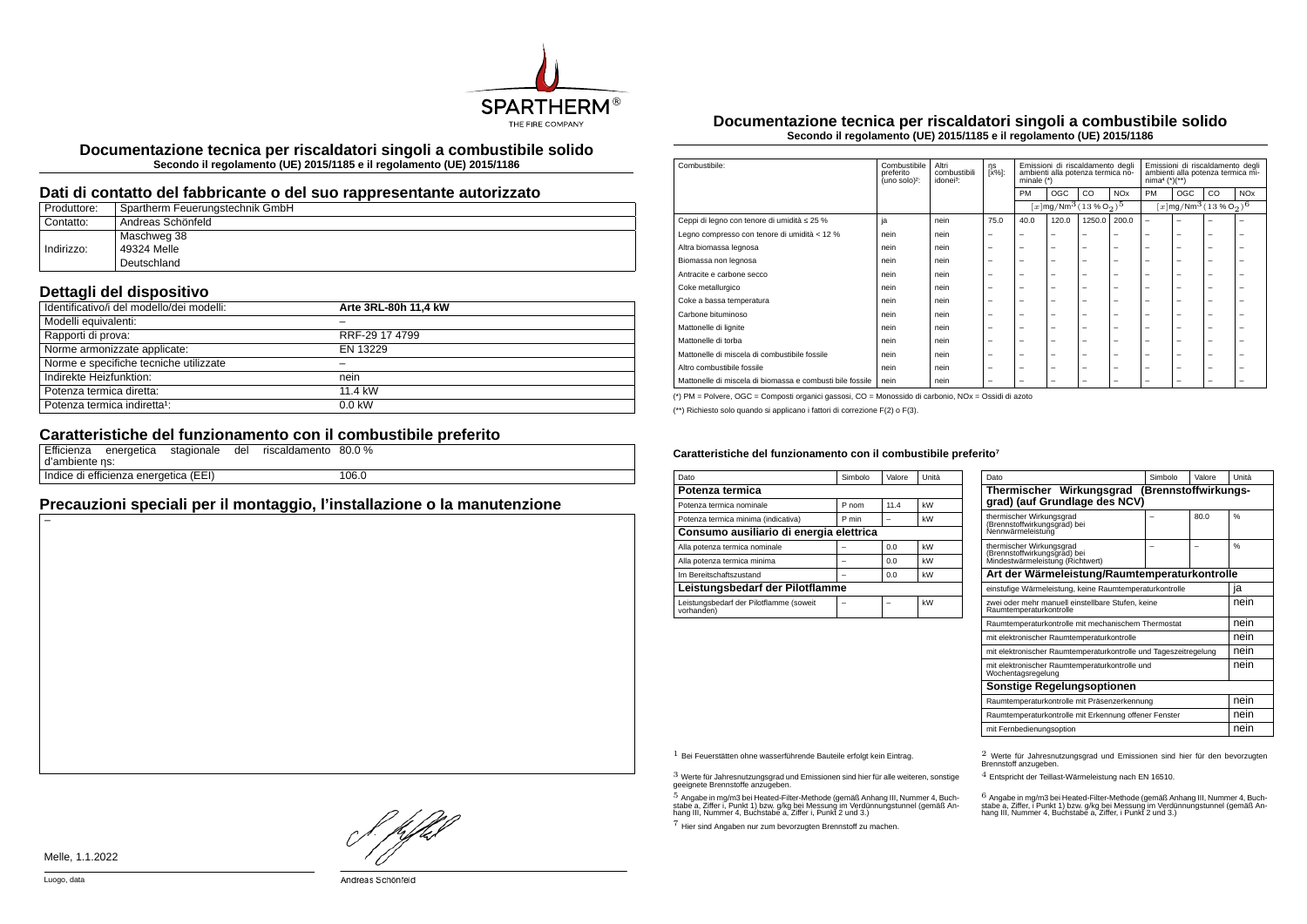# Documentazione tecnica per riscaldatori singoli a combustibile solido

**Secondo il regolamento (UE) 2015/1185 e il regolamento (UE) 2015/1186**

## Dati di contatto del fabbricante o del suo rappresentante autorizzato

| Produttore: | Spartherm Feuerungstechnik GmbH |
|---|---|
| Contatto: | Andreas Schönfeld |
| Indirizzo: | Maschweg 38<br>49324 Melle<br>Deutschland |

## Dettagli del dispositivo

| Identificativo/i del modello/dei modelli: | **Arte 3RL-80h 11,4 kW** |
|---|---|
| Modelli equivalenti: | – |
| Rapporti di prova: | RRF-29 17 4799 |
| Norme armonizzate applicate: | EN 13229 |
| Norme e specifiche tecniche utilizzate | – |
| Indirekte Heizfunktion: | nein |
| Potenza termica diretta: | 11.4 kW |
| Potenza termica indiretta[1]: | 0.0 kW |

## Caratteristiche del funzionamento con il combustibile preferito

| Efficienza energetica stagionale del riscaldamento d'ambiente ηs: | 80.0 % |
|---|---|
| Indice di efficienza energetica (EEI) | 106.0 |

## Precauzioni speciali per il montaggio, l'installazione o la manutenzione

–

Melle, 1.1.2022

Luogo, data

Andreas Schönfeld

# Documentazione tecnica per riscaldatori singoli a combustibile solido

**Secondo il regolamento (UE) 2015/1185 e il regolamento (UE) 2015/1186**

| Combustibile: | Combustibile preferito (uno solo)[2]: | Altri combustibili idonei[3]: | ηs [x%]: | Emissioni di riscaldamento degli ambienti alla potenza termica nominale (*) | | | | Emissioni di riscaldamento degli ambienti alla potenza termica minima[4] (*)(**) | | | |
|---|---|---|---|---|---|---|---|---|---|---|---|
| | | | | PM | OGC | CO | NOx | PM | OGC | CO | NOx |
| | | | | $[x]\text{mg/Nm}^3\,(13\,\%\,O_2)^5$ | | | | $[x]\text{mg/Nm}^3\,(13\,\%\,O_2)^6$ | | | |
| Ceppi di legno con tenore di umidità ≤ 25 % | ja | nein | 75.0 | 40.0 | 120.0 | 1250.0 | 200.0 | – | – | – | – |
| Legno compresso con tenore di umidità < 12 % | nein | nein | – | – | – | – | – | – | – | – | – |
| Altra biomassa legnosa | nein | nein | – | – | – | – | – | – | – | – | – |
| Biomassa non legnosa | nein | nein | – | – | – | – | – | – | – | – | – |
| Antracite e carbone secco | nein | nein | – | – | – | – | – | – | – | – | – |
| Coke metallurgico | nein | nein | – | – | – | – | – | – | – | – | – |
| Coke a bassa temperatura | nein | nein | – | – | – | – | – | – | – | – | – |
| Carbone bituminoso | nein | nein | – | – | – | – | – | – | – | – | – |
| Mattonelle di lignite | nein | nein | – | – | – | – | – | – | – | – | – |
| Mattonelle di torba | nein | nein | – | – | – | – | – | – | – | – | – |
| Mattonelle di miscela di combustibile fossile | nein | nein | – | – | – | – | – | – | – | – | – |
| Altro combustibile fossile | nein | nein | – | – | – | – | – | – | – | – | – |
| Mattonelle di miscela di biomassa e combusti bile fossile | nein | nein | – | – | – | – | – | – | – | – | – |

(*) PM = Polvere, OGC = Composti organici gassosi, CO = Monossido di carbonio, NOx = Ossidi di azoto

(**) Richiesto solo quando si applicano i fattori di correzione F(2) o F(3).

#### Caratteristiche del funzionamento con il combustibile preferito[7]

| Dato | Simbolo | Valore | Unità |
|---|---|---|---|
| **Potenza termica** | | | |
| Potenza termica nominale | P nom | 11.4 | kW |
| Potenza termica minima (indicativa) | P min | – | kW |
| **Consumo ausiliario di energia elettrica** | | | |
| Alla potenza termica nominale | – | 0.0 | kW |
| Alla potenza termica minima | – | 0.0 | kW |
| Im Bereitschaftszustand | – | 0.0 | kW |
| **Leistungsbedarf der Pilotflamme** | | | |
| Leistungsbedarf der Pilotflamme (soweit vorhanden) | – | – | kW |

| Dato | Simbolo | Valore | Unità |
|---|---|---|---|
| **Thermischer Wirkungsgrad (Brennstoffwirkungsgrad) (auf Grundlage des NCV)** | | | |
| thermischer Wirkungsgrad (Brennstoffwirkungsgrad) bei Nennwärmeleistung | – | 80.0 | % |
| thermischer Wirkungsgrad (Brennstoffwirkungsgrad) bei Mindestwärmeleistung (Richtwert) | – | – | % |
| **Art der Wärmeleistung/Raumtemperaturkontrolle** | | | |
| einstufige Wärmeleistung, keine Raumtemperaturkontrolle | | | ja |
| zwei oder mehr manuell einstellbare Stufen, keine Raumtemperaturkontrolle | | | nein |
| Raumtemperaturkontrolle mit mechanischem Thermostat | | | nein |
| mit elektronischer Raumtemperaturkontrolle | | | nein |
| mit elektronischer Raumtemperaturkontrolle und Tageszeitregelung | | | nein |
| mit elektronischer Raumtemperaturkontrolle und Wochentagsregelung | | | nein |
| **Sonstige Regelungsoptionen** | | | |
| Raumtemperaturkontrolle mit Präsenzerkennung | | | nein |
| Raumtemperaturkontrolle mit Erkennung offener Fenster | | | nein |
| mit Fernbedienungsoption | | | nein |

[1] Bei Feuerstätten ohne wasserführende Bauteile erfolgt kein Eintrag.

[2] Werte für Jahresnutzungsgrad und Emissionen sind hier für den bevorzugten Brennstoff anzugeben.

[3] Werte für Jahresnutzungsgrad und Emissionen sind hier für alle weiteren, sonstige geeignete Brennstoffe anzugeben.

[4] Entspricht der Teillast-Wärmeleistung nach EN 16510.

[5] Angabe in mg/m3 bei Heated-Filter-Methode (gemäß Anhang III, Nummer 4, Buchstabe a, Ziffer i, Punkt 1) bzw. g/kg bei Messung im Verdünnungstunnel (gemäß Anhang III, Nummer 4, Buchstabe a, Ziffer i, Punkt 2 und 3.)

[6] Angabe in mg/m3 bei Heated-Filter-Methode (gemäß Anhang III, Nummer 4, Buchstabe a, Ziffer, i Punkt 1) bzw. g/kg bei Messung im Verdünnungstunnel (gemäß Anhang III, Nummer 4, Buchstabe a, Ziffer, i Punkt 2 und 3.)

[7] Hier sind Angaben nur zum bevorzugten Brennstoff zu machen.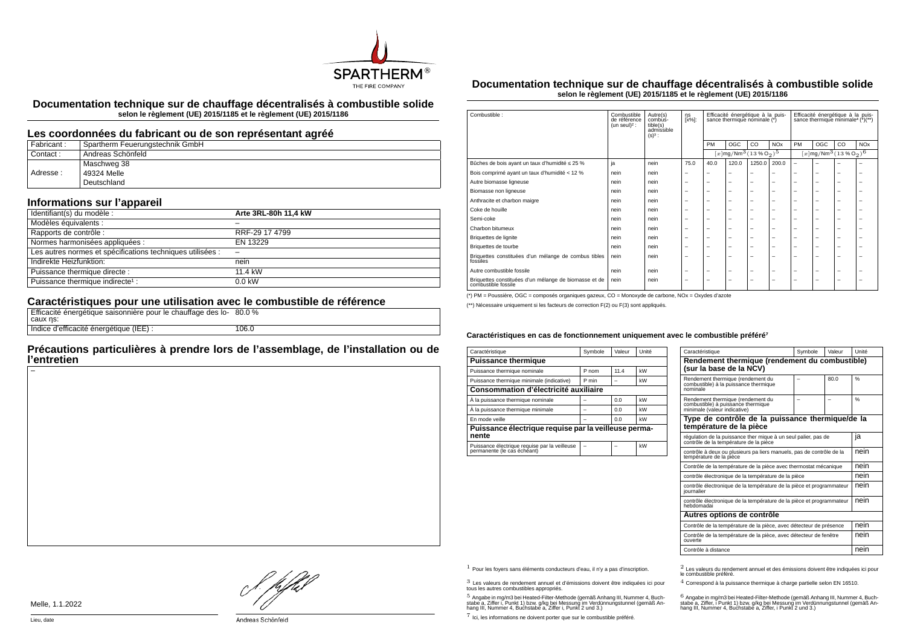# Documentation technique sur de chauffage décentralisés à combustible solide

**selon le règlement (UE) 2015/1185 et le règlement (UE) 2015/1186**

## Les coordonnées du fabricant ou de son représentant agréé

| | |
|---|---|
| Fabricant : | Spartherm Feuerungstechnik GmbH |
| Contact : | Andreas Schönfeld |
| Adresse : | Maschweg 38<br>49324 Melle<br>Deutschland |

## Informations sur l'appareil

| | |
|---|---|
| Identifiant(s) du modèle : | **Arte 3RL-80h 11,4 kW** |
| Modèles équivalents : | – |
| Rapports de contrôle : | RRF-29 17 4799 |
| Normes harmonisées appliquées : | EN 13229 |
| Les autres normes et spécifications techniques utilisées : | – |
| Indirekte Heizfunktion: | nein |
| Puissance thermique directe : | 11.4 kW |
| Puissance thermique indirecte[1] : | 0.0 kW |

## Caractéristiques pour une utilisation avec le combustible de référence

| | |
|---|---|
| Efficacité énergétique saisonnière pour le chauffage des locaux ηs: | 80.0 % |
| Indice d'efficacité énergétique (IEE) : | 106.0 |

## Précautions particulières à prendre lors de l'assemblage, de l'installation ou de l'entretien

–

Melle, 1.1.2022

Lieu, date

Andreas Schönfeld

# Documentation technique sur de chauffage décentralisés à combustible solide

**selon le règlement (UE) 2015/1185 et le règlement (UE) 2015/1186**

| Combustible : | Combustible de référence (un seul)[2] : | Autre(s) combustible(s) admissible (s)[3] : | ηs [x%]: | Efficacité énergétique à la puissance thermique nominale (*) | | | | Efficacité énergétique à la puissance thermique minimale[4] (*)(**) | | | |
|---|---|---|---|---|---|---|---|---|---|---|---|
| | | | | PM | OGC | CO | NOx | PM | OGC | CO | NOx |
| | | | | $[x]\mathrm{mg/Nm^3}\,(13\,\%\,O_2)^5$ | | | | $[x]\mathrm{mg/Nm^3}\,(13\,\%\,O_2)^6$ | | | |
| Bûches de bois ayant un taux d'humidité ≤ 25 % | ja | nein | 75.0 | 40.0 | 120.0 | 1250.0 | 200.0 | – | – | – | – |
| Bois comprimé ayant un taux d'humidité < 12 % | nein | nein | – | – | – | – | – | – | – | – | – |
| Autre biomasse ligneuse | nein | nein | – | – | – | – | – | – | – | – | – |
| Biomasse non ligneuse | nein | nein | – | – | – | – | – | – | – | – | – |
| Anthracite et charbon maigre | nein | nein | – | – | – | – | – | – | – | – | – |
| Coke de houille | nein | nein | – | – | – | – | – | – | – | – | – |
| Semi-coke | nein | nein | – | – | – | – | – | – | – | – | – |
| Charbon bitumeux | nein | nein | – | – | – | – | – | – | – | – | – |
| Briquettes de lignite | nein | nein | – | – | – | – | – | – | – | – | – |
| Briquettes de tourbe | nein | nein | – | – | – | – | – | – | – | – | – |
| Briquettes constituées d'un mélange de combus tibles fossiles | nein | nein | – | – | – | – | – | – | – | – | – |
| Autre combustible fossile | nein | nein | – | – | – | – | – | – | – | – | – |
| Briquettes constituées d'un mélange de biomasse et de combustible fossile | nein | nein | – | – | – | – | – | – | – | – | – |

(*) PM = Poussière, OGC = composés organiques gazeux, CO = Monoxyde de carbone, NOx = Oxydes d'azote

(**) Nécessaire uniquement si les facteurs de correction F(2) ou F(3) sont appliqués.

### Caractéristiques en cas de fonctionnement uniquement avec le combustible préféré[7]

| Caractéristique | Symbole | Valeur | Unité |
|---|---|---|---|
| **Puissance thermique** | | | |
| Puissance thermique nominale | P nom | 11.4 | kW |
| Puissance thermique minimale (indicative) | P min | – | kW |
| **Consommation d'électricité auxiliaire** | | | |
| À la puissance thermique nominale | – | 0.0 | kW |
| À la puissance thermique minimale | – | 0.0 | kW |
| En mode veille | – | 0.0 | kW |
| **Puissance électrique requise par la veilleuse permanente** | | | |
| Puissance électrique requise par la veilleuse permanente (le cas échéant) | – | – | kW |

| Caractéristique | Symbole | Valeur | Unité |
|---|---|---|---|
| **Rendement thermique (rendement du combustible) (sur la base de la NCV)** | | | |
| Rendement thermique (rendement du combustible) à la puissance thermique nominale | – | 80.0 | % |
| Rendement thermique (rendement du combustible) à puissance thermique minimale (valeur indicative) | – | – | % |
| **Type de contrôle de la puissance thermique/de la température de la pièce** | | | |
| régulation de la puissance ther mique à un seul palier, pas de contrôle de la température de la pièce | | | ja |
| contrôle à deux ou plusieurs pa liers manuels, pas de contrôle de la température de la pièce | | | nein |
| Contrôle de la température de la pièce avec thermostat mécanique | | | nein |
| contrôle électronique de la température de la pièce | | | nein |
| contrôle électronique de la température de la pièce et programmateur journalier | | | nein |
| contrôle électronique de la température de la pièce et programmateur hebdomadai | | | nein |
| **Autres options de contrôle** | | | |
| Contrôle de la température de la pièce, avec détecteur de présence | | | nein |
| Contrôle de la température de la pièce, avec détecteur de fenêtre ouverte | | | nein |
| Contrôle à distance | | | nein |

[1] Pour les foyers sans éléments conducteurs d'eau, il n'y a pas d'inscription.

[2] Les valeurs du rendement annuel et des émissions doivent être indiquées ici pour le combustible préféré.

[3] Les valeurs de rendement annuel et d'émissions doivent être indiquées ici pour tous les autres combustibles appropriés.

[4] Correspond à la puissance thermique à charge partielle selon EN 16510.

[5] Angabe in mg/m3 bei Heated-Filter-Methode (gemäß Anhang III, Nummer 4, Buchstabe a, Ziffer i, Punkt 1) bzw. g/kg bei Messung im Verdünnungstunnel (gemäß Anhang III, Nummer 4, Buchstabe a, Ziffer i, Punkt 2 und 3.)

[6] Angabe in mg/m3 bei Heated-Filter-Methode (gemäß Anhang III, Nummer 4, Buchstabe a, Ziffer i, Punkt 1) bzw. g/kg bei Messung im Verdünnungstunnel (gemäß Anhang III, Nummer 4, Buchstabe a, Ziffer i, Punkt 2 und 3.)

[7] Ici, les informations ne doivent porter que sur le combustible préféré.